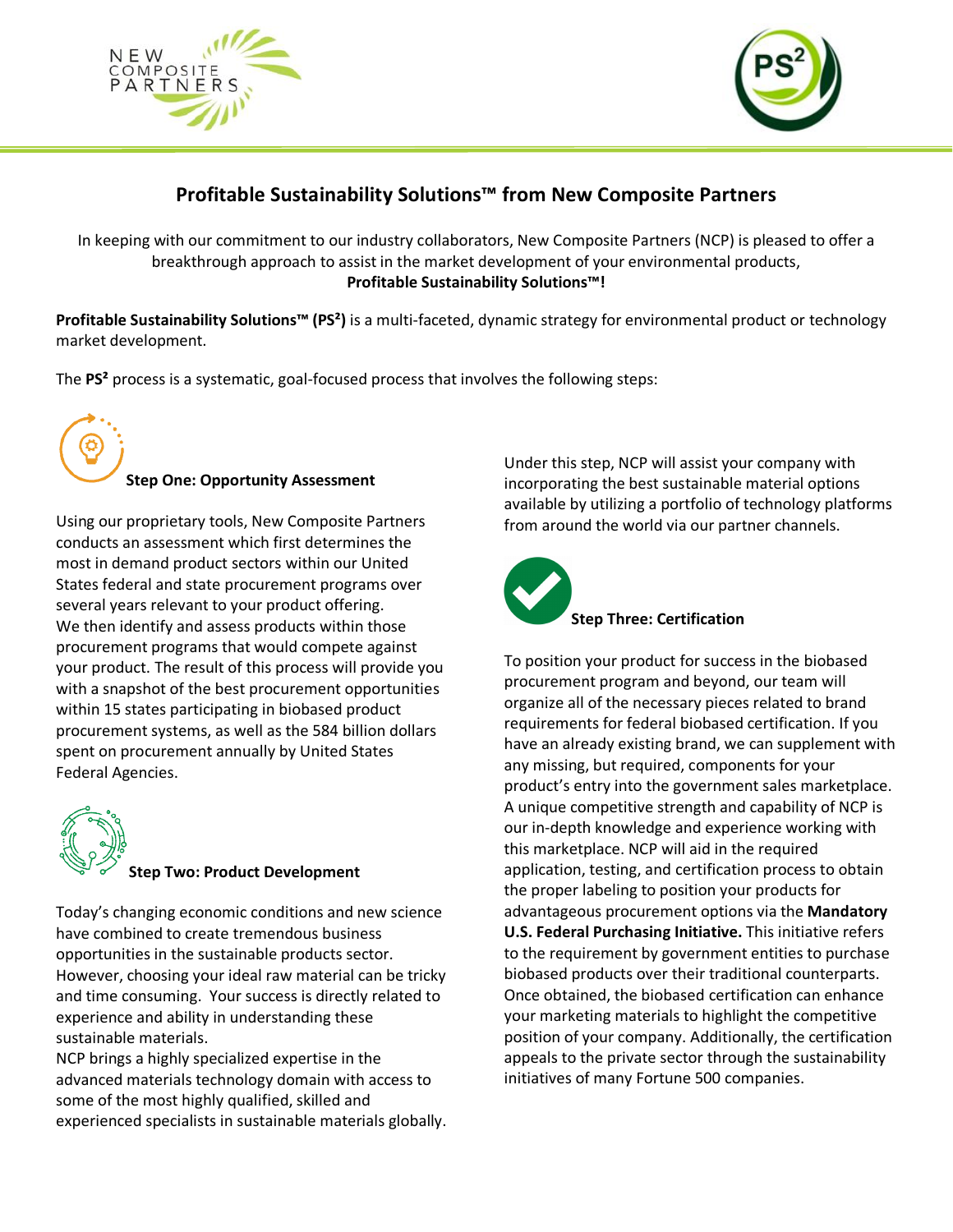## Profitable Sustainability Solutions™ from New Composite Partners

In keeping with our commitment to our industry collaborators, New Composite Partners (NCP) is pleased to offer a breakthrough approach to assist in the market development of your environmental products, **Profitable Sustainability Solutions™!**

**Profitable Sustainability Solutions™ (PS²)** is a multi-faceted, dynamic strategy for environmental product or technology market development.

The **PS²** process is a systematic, goal-focused process that involves the following steps:

### Step One: Opportunity Assessment

Using our proprietary tools, New Composite Partners conducts an assessment which first determines the most in demand product sectors within our United States federal and state procurement programs over several years relevant to your product offering. We then identify and assess products within those procurement programs that would compete against your product. The result of this process will provide you with a snapshot of the best procurement opportunities within 15 states participating in biobased product procurement systems, as well as the 584 billion dollars spent on procurement annually by United States Federal Agencies.

### Step Two: Product Development

Today's changing economic conditions and new science have combined to create tremendous business opportunities in the sustainable products sector. However, choosing your ideal raw material can be tricky and time consuming. Your success is directly related to experience and ability in understanding these sustainable materials.

NCP brings a highly specialized expertise in the advanced materials technology domain with access to some of the most highly qualified, skilled and experienced specialists in sustainable materials globally.

Under this step, NCP will assist your company with incorporating the best sustainable material options available by utilizing a portfolio of technology platforms from around the world via our partner channels.

### Step Three: Certification

To position your product for success in the biobased procurement program and beyond, our team will organize all of the necessary pieces related to brand requirements for federal biobased certification. If you have an already existing brand, we can supplement with any missing, but required, components for your product's entry into the government sales marketplace. A unique competitive strength and capability of NCP is our in-depth knowledge and experience working with this marketplace. NCP will aid in the required application, testing, and certification process to obtain the proper labeling to position your products for advantageous procurement options via the **Mandatory U.S. Federal Purchasing Initiative.** This initiative refers to the requirement by government entities to purchase biobased products over their traditional counterparts. Once obtained, the biobased certification can enhance your marketing materials to highlight the competitive position of your company. Additionally, the certification appeals to the private sector through the sustainability initiatives of many Fortune 500 companies.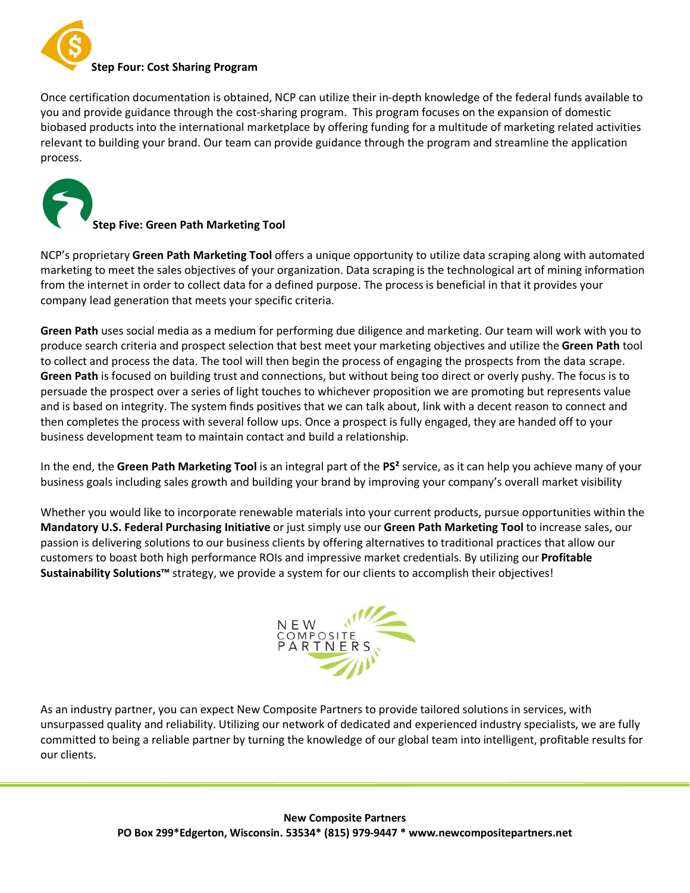### Step Four: Cost Sharing Program

Once certification documentation is obtained, NCP can utilize their in-depth knowledge of the federal funds available to you and provide guidance through the cost-sharing program. This program focuses on the expansion of domestic biobased products into the international marketplace by offering funding for a multitude of marketing related activities relevant to building your brand. Our team can provide guidance through the program and streamline the application process.

### Step Five: Green Path Marketing Tool

NCP's proprietary **Green Path Marketing Tool** offers a unique opportunity to utilize data scraping along with automated marketing to meet the sales objectives of your organization. Data scraping is the technological art of mining information from the internet in order to collect data for a defined purpose. The process is beneficial in that it provides your company lead generation that meets your specific criteria.

**Green Path** uses social media as a medium for performing due diligence and marketing. Our team will work with you to produce search criteria and prospect selection that best meet your marketing objectives and utilize the **Green Path** tool to collect and process the data. The tool will then begin the process of engaging the prospects from the data scrape. **Green Path** is focused on building trust and connections, but without being too direct or overly pushy. The focus is to persuade the prospect over a series of light touches to whichever proposition we are promoting but represents value and is based on integrity. The system finds positives that we can talk about, link with a decent reason to connect and then completes the process with several follow ups. Once a prospect is fully engaged, they are handed off to your business development team to maintain contact and build a relationship.

In the end, the **Green Path Marketing Tool** is an integral part of the **PS$^2$** service, as it can help you achieve many of your business goals including sales growth and building your brand by improving your company's overall market visibility

Whether you would like to incorporate renewable materials into your current products, pursue opportunities within the **Mandatory U.S. Federal Purchasing Initiative** or just simply use our **Green Path Marketing Tool** to increase sales, our passion is delivering solutions to our business clients by offering alternatives to traditional practices that allow our customers to boast both high performance ROIs and impressive market credentials. By utilizing our **Profitable Sustainability Solutions™** strategy, we provide a system for our clients to accomplish their objectives!

NEW COMPOSITE PARTNERS

As an industry partner, you can expect New Composite Partners to provide tailored solutions in services, with unsurpassed quality and reliability. Utilizing our network of dedicated and experienced industry specialists, we are fully committed to being a reliable partner by turning the knowledge of our global team into intelligent, profitable results for our clients.

**New Composite Partners**
**PO Box 299*Edgerton, Wisconsin. 53534* (815) 979-9447 * www.newcompositepartners.net**